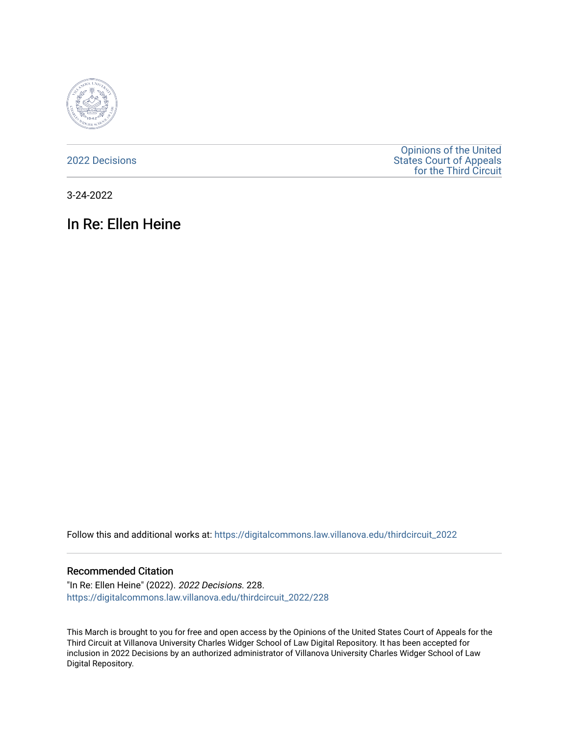2022 Decisions

Opinions of the United States Court of Appeals for the Third Circuit

3-24-2022

# In Re: Ellen Heine

Follow this and additional works at: https://digitalcommons.law.villanova.edu/thirdcircuit_2022

## Recommended Citation

"In Re: Ellen Heine" (2022). *2022 Decisions*. 228.
https://digitalcommons.law.villanova.edu/thirdcircuit_2022/228

This March is brought to you for free and open access by the Opinions of the United States Court of Appeals for the Third Circuit at Villanova University Charles Widger School of Law Digital Repository. It has been accepted for inclusion in 2022 Decisions by an authorized administrator of Villanova University Charles Widger School of Law Digital Repository.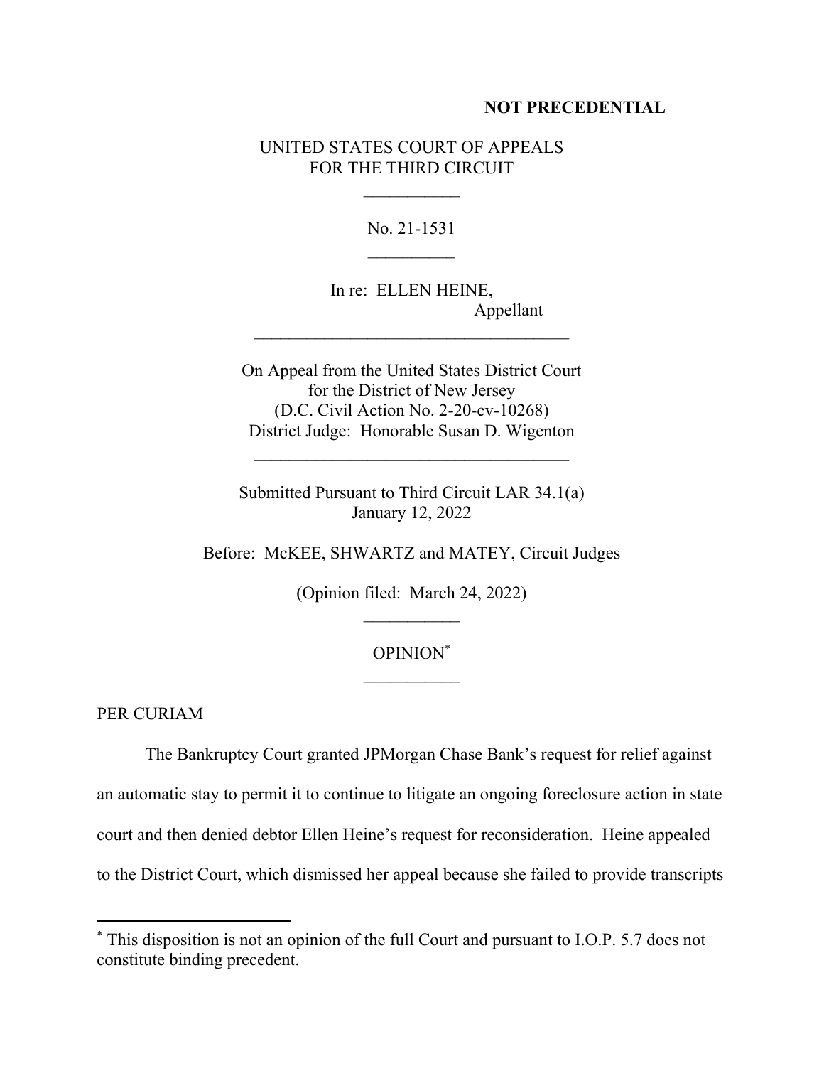**NOT PRECEDENTIAL**

UNITED STATES COURT OF APPEALS
FOR THE THIRD CIRCUIT

\_\_\_\_\_\_\_\_\_\_\_

No. 21-1531

\_\_\_\_\_\_\_\_\_\_

In re: ELLEN HEINE,
Appellant

\_\_\_\_\_\_\_\_\_\_\_\_\_\_\_\_\_\_\_\_\_\_\_\_\_\_\_\_\_\_\_\_\_\_\_\_

On Appeal from the United States District Court
for the District of New Jersey
(D.C. Civil Action No. 2-20-cv-10268)
District Judge: Honorable Susan D. Wigenton

\_\_\_\_\_\_\_\_\_\_\_\_\_\_\_\_\_\_\_\_\_\_\_\_\_\_\_\_\_\_\_\_\_\_\_\_

Submitted Pursuant to Third Circuit LAR 34.1(a)
January 12, 2022

Before: McKEE, SHWARTZ and MATEY, Circuit Judges

(Opinion filed: March 24, 2022)

\_\_\_\_\_\_\_\_\_\_\_

OPINION[*]

\_\_\_\_\_\_\_\_\_\_\_

PER CURIAM

The Bankruptcy Court granted JPMorgan Chase Bank's request for relief against an automatic stay to permit it to continue to litigate an ongoing foreclosure action in state court and then denied debtor Ellen Heine's request for reconsideration. Heine appealed to the District Court, which dismissed her appeal because she failed to provide transcripts

---

[*] This disposition is not an opinion of the full Court and pursuant to I.O.P. 5.7 does not constitute binding precedent.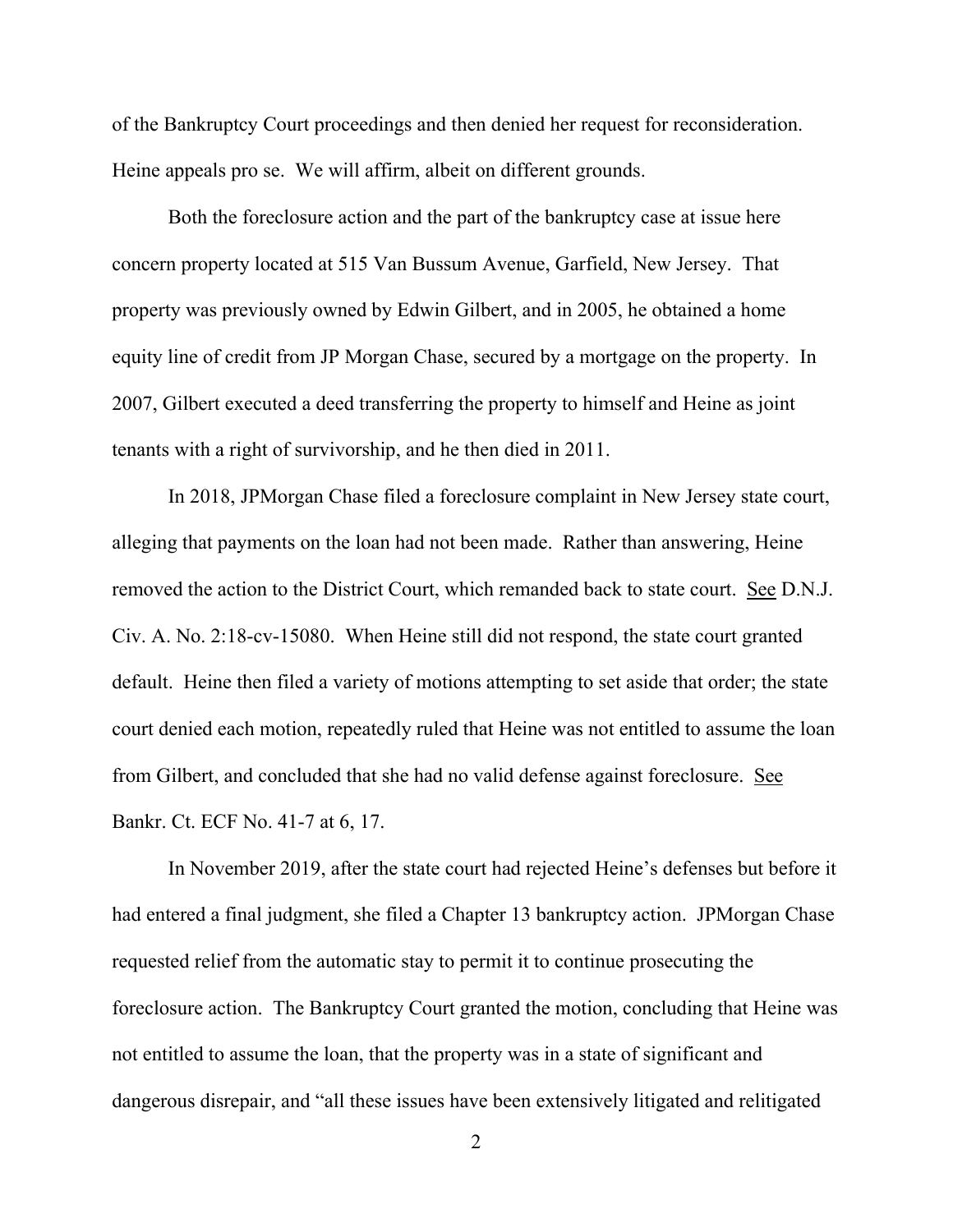of the Bankruptcy Court proceedings and then denied her request for reconsideration. Heine appeals pro se. We will affirm, albeit on different grounds.

Both the foreclosure action and the part of the bankruptcy case at issue here concern property located at 515 Van Bussum Avenue, Garfield, New Jersey. That property was previously owned by Edwin Gilbert, and in 2005, he obtained a home equity line of credit from JP Morgan Chase, secured by a mortgage on the property. In 2007, Gilbert executed a deed transferring the property to himself and Heine as joint tenants with a right of survivorship, and he then died in 2011.

In 2018, JPMorgan Chase filed a foreclosure complaint in New Jersey state court, alleging that payments on the loan had not been made. Rather than answering, Heine removed the action to the District Court, which remanded back to state court. See D.N.J. Civ. A. No. 2:18-cv-15080. When Heine still did not respond, the state court granted default. Heine then filed a variety of motions attempting to set aside that order; the state court denied each motion, repeatedly ruled that Heine was not entitled to assume the loan from Gilbert, and concluded that she had no valid defense against foreclosure. See Bankr. Ct. ECF No. 41-7 at 6, 17.

In November 2019, after the state court had rejected Heine's defenses but before it had entered a final judgment, she filed a Chapter 13 bankruptcy action. JPMorgan Chase requested relief from the automatic stay to permit it to continue prosecuting the foreclosure action. The Bankruptcy Court granted the motion, concluding that Heine was not entitled to assume the loan, that the property was in a state of significant and dangerous disrepair, and "all these issues have been extensively litigated and relitigated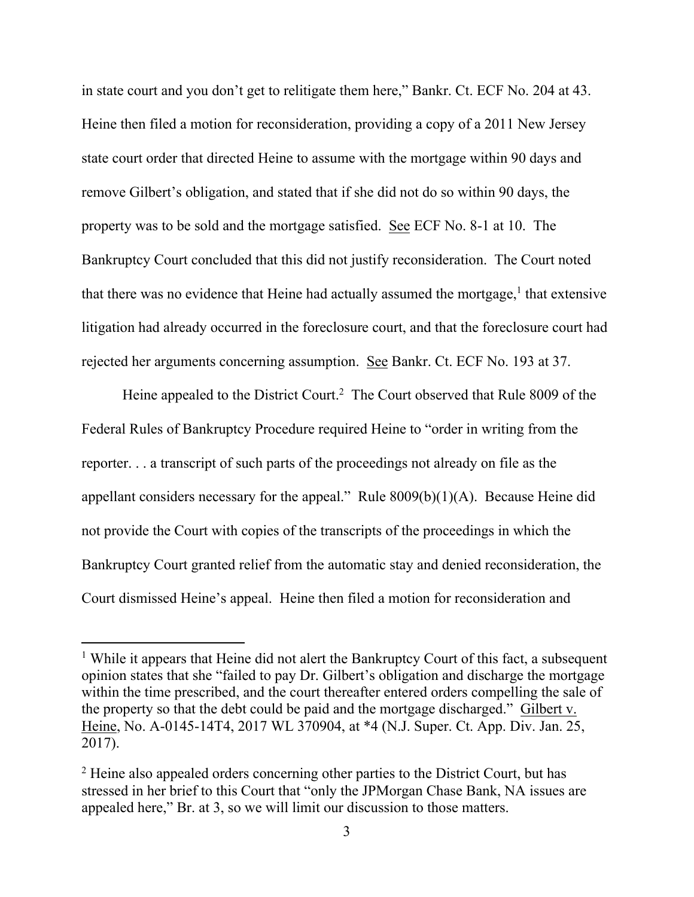in state court and you don't get to relitigate them here," Bankr. Ct. ECF No. 204 at 43. Heine then filed a motion for reconsideration, providing a copy of a 2011 New Jersey state court order that directed Heine to assume with the mortgage within 90 days and remove Gilbert's obligation, and stated that if she did not do so within 90 days, the property was to be sold and the mortgage satisfied. See ECF No. 8-1 at 10. The Bankruptcy Court concluded that this did not justify reconsideration. The Court noted that there was no evidence that Heine had actually assumed the mortgage,[1] that extensive litigation had already occurred in the foreclosure court, and that the foreclosure court had rejected her arguments concerning assumption. See Bankr. Ct. ECF No. 193 at 37.

Heine appealed to the District Court.[2] The Court observed that Rule 8009 of the Federal Rules of Bankruptcy Procedure required Heine to "order in writing from the reporter. . . a transcript of such parts of the proceedings not already on file as the appellant considers necessary for the appeal." Rule 8009(b)(1)(A). Because Heine did not provide the Court with copies of the transcripts of the proceedings in which the Bankruptcy Court granted relief from the automatic stay and denied reconsideration, the Court dismissed Heine's appeal. Heine then filed a motion for reconsideration and

---

[1] While it appears that Heine did not alert the Bankruptcy Court of this fact, a subsequent opinion states that she "failed to pay Dr. Gilbert's obligation and discharge the mortgage within the time prescribed, and the court thereafter entered orders compelling the sale of the property so that the debt could be paid and the mortgage discharged." Gilbert v. Heine, No. A-0145-14T4, 2017 WL 370904, at *4 (N.J. Super. Ct. App. Div. Jan. 25, 2017).

[2] Heine also appealed orders concerning other parties to the District Court, but has stressed in her brief to this Court that "only the JPMorgan Chase Bank, NA issues are appealed here," Br. at 3, so we will limit our discussion to those matters.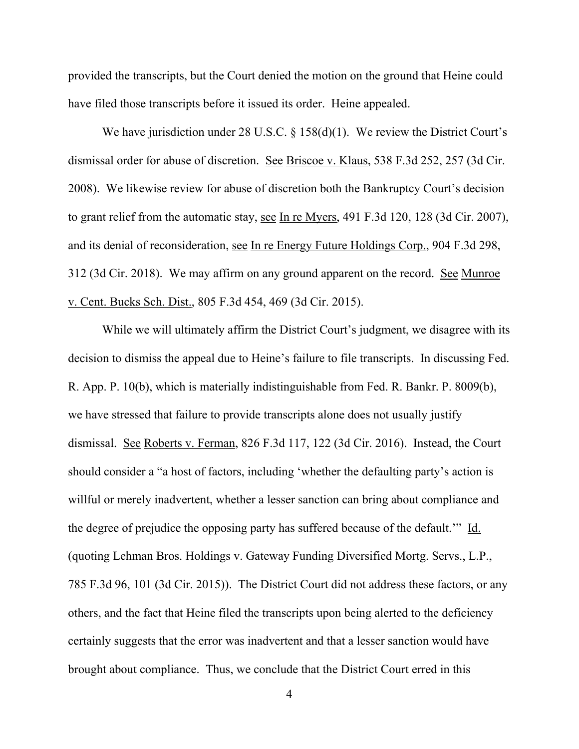provided the transcripts, but the Court denied the motion on the ground that Heine could have filed those transcripts before it issued its order. Heine appealed.

We have jurisdiction under 28 U.S.C. § 158(d)(1). We review the District Court's dismissal order for abuse of discretion. See Briscoe v. Klaus, 538 F.3d 252, 257 (3d Cir. 2008). We likewise review for abuse of discretion both the Bankruptcy Court's decision to grant relief from the automatic stay, see In re Myers, 491 F.3d 120, 128 (3d Cir. 2007), and its denial of reconsideration, see In re Energy Future Holdings Corp., 904 F.3d 298, 312 (3d Cir. 2018). We may affirm on any ground apparent on the record. See Munroe v. Cent. Bucks Sch. Dist., 805 F.3d 454, 469 (3d Cir. 2015).

While we will ultimately affirm the District Court's judgment, we disagree with its decision to dismiss the appeal due to Heine's failure to file transcripts. In discussing Fed. R. App. P. 10(b), which is materially indistinguishable from Fed. R. Bankr. P. 8009(b), we have stressed that failure to provide transcripts alone does not usually justify dismissal. See Roberts v. Ferman, 826 F.3d 117, 122 (3d Cir. 2016). Instead, the Court should consider a "a host of factors, including 'whether the defaulting party's action is willful or merely inadvertent, whether a lesser sanction can bring about compliance and the degree of prejudice the opposing party has suffered because of the default.'" Id. (quoting Lehman Bros. Holdings v. Gateway Funding Diversified Mortg. Servs., L.P., 785 F.3d 96, 101 (3d Cir. 2015)). The District Court did not address these factors, or any others, and the fact that Heine filed the transcripts upon being alerted to the deficiency certainly suggests that the error was inadvertent and that a lesser sanction would have brought about compliance. Thus, we conclude that the District Court erred in this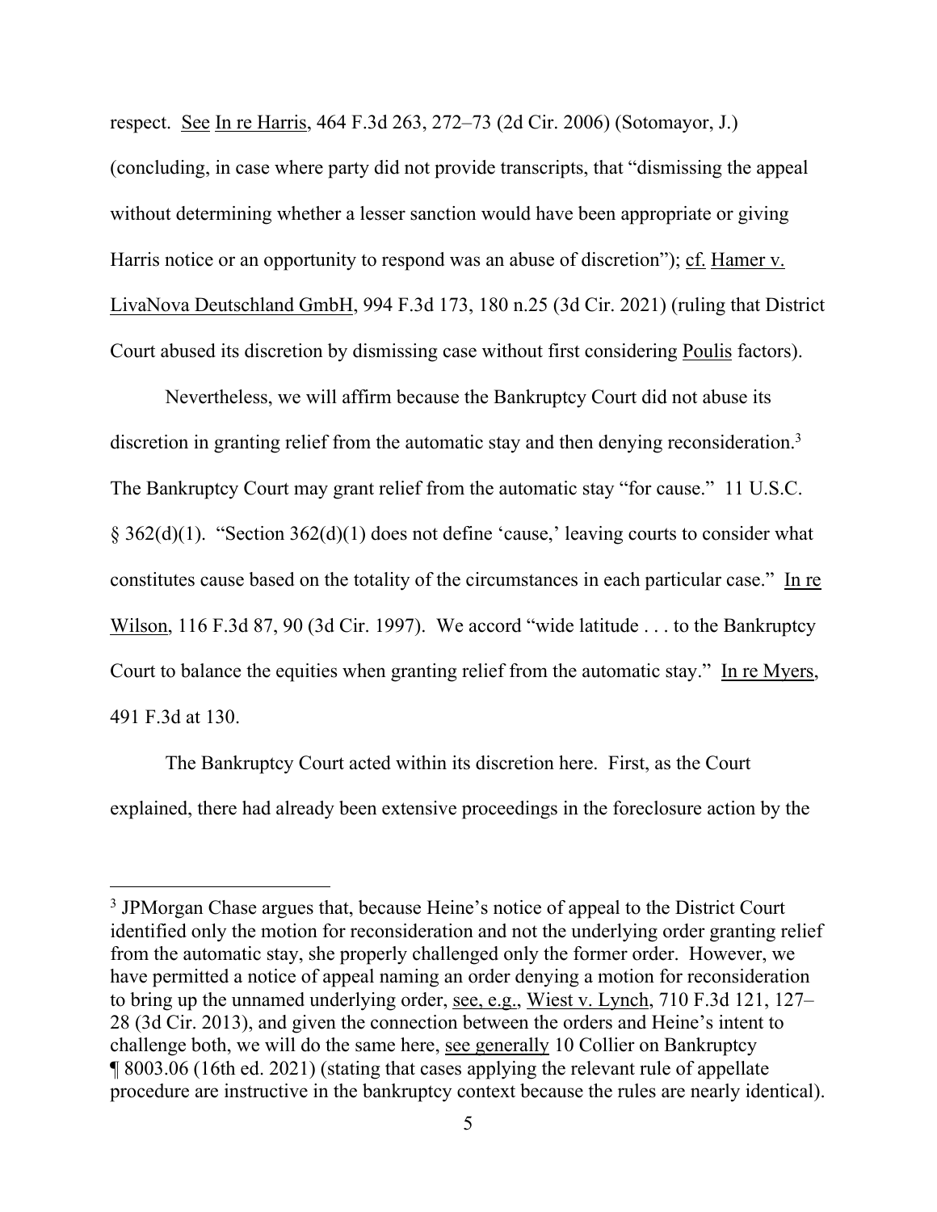respect. See In re Harris, 464 F.3d 263, 272–73 (2d Cir. 2006) (Sotomayor, J.) (concluding, in case where party did not provide transcripts, that "dismissing the appeal without determining whether a lesser sanction would have been appropriate or giving Harris notice or an opportunity to respond was an abuse of discretion"); cf. Hamer v. LivaNova Deutschland GmbH, 994 F.3d 173, 180 n.25 (3d Cir. 2021) (ruling that District Court abused its discretion by dismissing case without first considering Poulis factors).

Nevertheless, we will affirm because the Bankruptcy Court did not abuse its discretion in granting relief from the automatic stay and then denying reconsideration.[3] The Bankruptcy Court may grant relief from the automatic stay "for cause." 11 U.S.C. § 362(d)(1). "Section 362(d)(1) does not define 'cause,' leaving courts to consider what constitutes cause based on the totality of the circumstances in each particular case." In re Wilson, 116 F.3d 87, 90 (3d Cir. 1997). We accord "wide latitude . . . to the Bankruptcy Court to balance the equities when granting relief from the automatic stay." In re Myers, 491 F.3d at 130.

The Bankruptcy Court acted within its discretion here. First, as the Court explained, there had already been extensive proceedings in the foreclosure action by the

[3] JPMorgan Chase argues that, because Heine's notice of appeal to the District Court identified only the motion for reconsideration and not the underlying order granting relief from the automatic stay, she properly challenged only the former order. However, we have permitted a notice of appeal naming an order denying a motion for reconsideration to bring up the unnamed underlying order, see, e.g., Wiest v. Lynch, 710 F.3d 121, 127–28 (3d Cir. 2013), and given the connection between the orders and Heine's intent to challenge both, we will do the same here, see generally 10 Collier on Bankruptcy ¶ 8003.06 (16th ed. 2021) (stating that cases applying the relevant rule of appellate procedure are instructive in the bankruptcy context because the rules are nearly identical).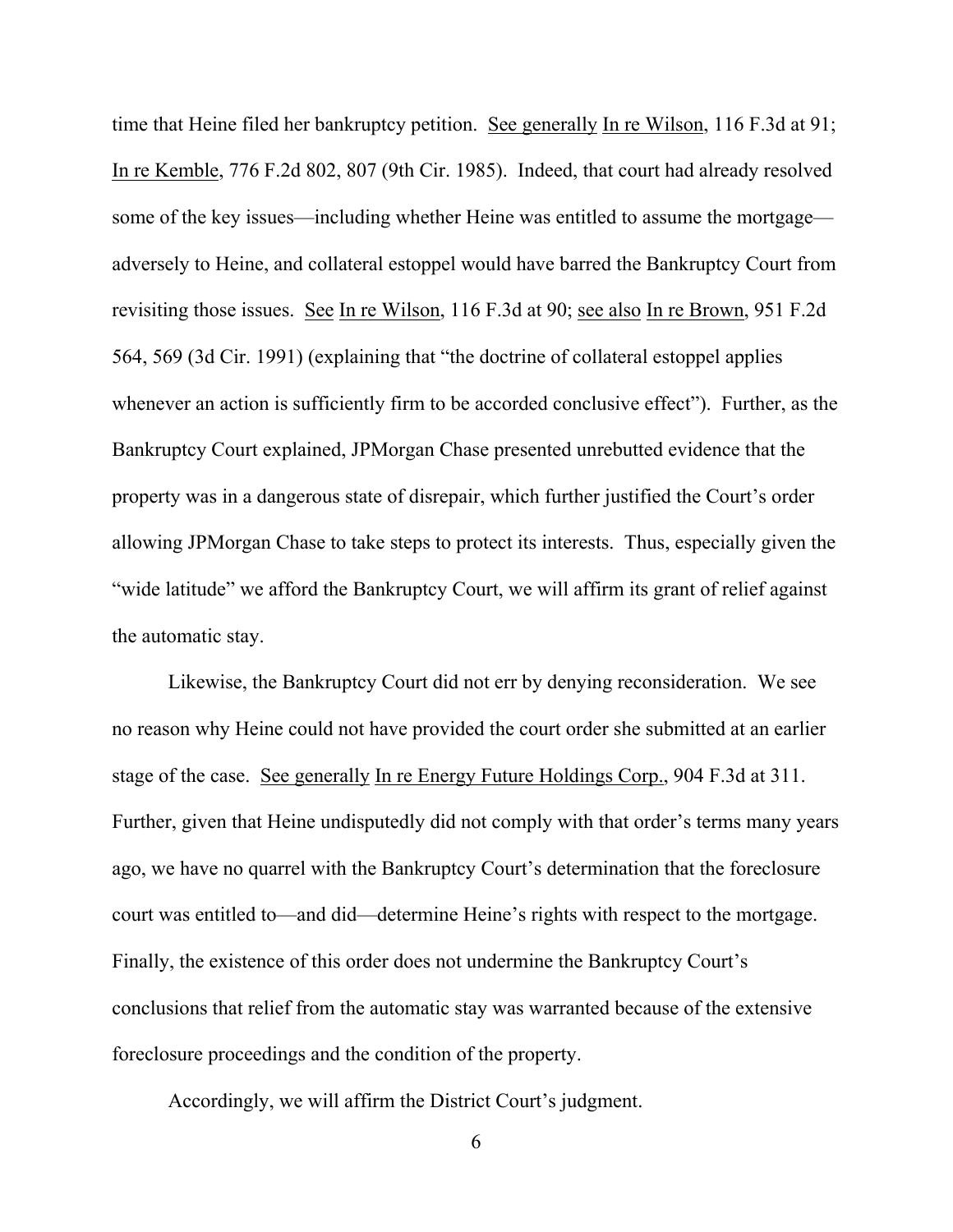time that Heine filed her bankruptcy petition. See generally In re Wilson, 116 F.3d at 91; In re Kemble, 776 F.2d 802, 807 (9th Cir. 1985). Indeed, that court had already resolved some of the key issues—including whether Heine was entitled to assume the mortgage—adversely to Heine, and collateral estoppel would have barred the Bankruptcy Court from revisiting those issues. See In re Wilson, 116 F.3d at 90; see also In re Brown, 951 F.2d 564, 569 (3d Cir. 1991) (explaining that "the doctrine of collateral estoppel applies whenever an action is sufficiently firm to be accorded conclusive effect"). Further, as the Bankruptcy Court explained, JPMorgan Chase presented unrebutted evidence that the property was in a dangerous state of disrepair, which further justified the Court's order allowing JPMorgan Chase to take steps to protect its interests. Thus, especially given the "wide latitude" we afford the Bankruptcy Court, we will affirm its grant of relief against the automatic stay.

Likewise, the Bankruptcy Court did not err by denying reconsideration. We see no reason why Heine could not have provided the court order she submitted at an earlier stage of the case. See generally In re Energy Future Holdings Corp., 904 F.3d at 311. Further, given that Heine undisputedly did not comply with that order's terms many years ago, we have no quarrel with the Bankruptcy Court's determination that the foreclosure court was entitled to—and did—determine Heine's rights with respect to the mortgage. Finally, the existence of this order does not undermine the Bankruptcy Court's conclusions that relief from the automatic stay was warranted because of the extensive foreclosure proceedings and the condition of the property.

Accordingly, we will affirm the District Court's judgment.